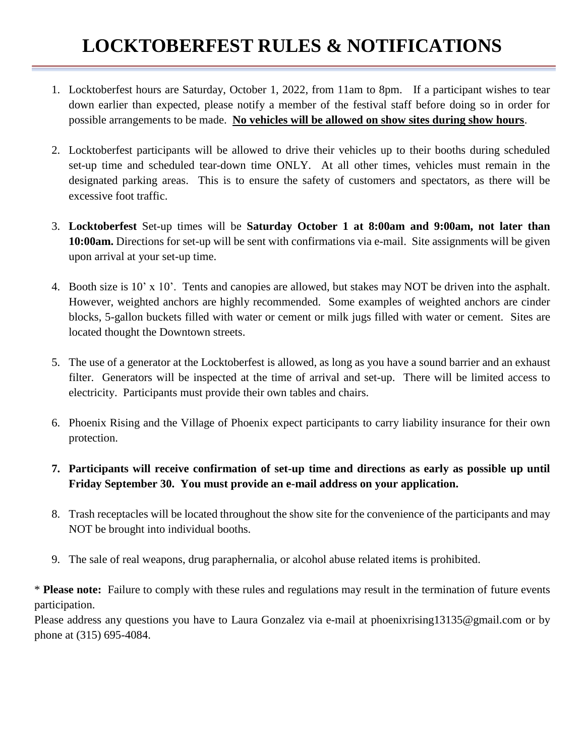# LOCKTOBERFEST RULES & NOTIFICATIONS

1. Locktoberfest hours are Saturday, October 1, 2022, from 11am to 8pm. If a participant wishes to tear down earlier than expected, please notify a member of the festival staff before doing so in order for possible arrangements to be made. **No vehicles will be allowed on show sites during show hours**.

2. Locktoberfest participants will be allowed to drive their vehicles up to their booths during scheduled set-up time and scheduled tear-down time ONLY. At all other times, vehicles must remain in the designated parking areas. This is to ensure the safety of customers and spectators, as there will be excessive foot traffic.

3. **Locktoberfest** Set-up times will be **Saturday October 1 at 8:00am and 9:00am, not later than 10:00am.** Directions for set-up will be sent with confirmations via e-mail. Site assignments will be given upon arrival at your set-up time.

4. Booth size is 10' x 10'. Tents and canopies are allowed, but stakes may NOT be driven into the asphalt. However, weighted anchors are highly recommended. Some examples of weighted anchors are cinder blocks, 5-gallon buckets filled with water or cement or milk jugs filled with water or cement. Sites are located thought the Downtown streets.

5. The use of a generator at the Locktoberfest is allowed, as long as you have a sound barrier and an exhaust filter. Generators will be inspected at the time of arrival and set-up. There will be limited access to electricity. Participants must provide their own tables and chairs.

6. Phoenix Rising and the Village of Phoenix expect participants to carry liability insurance for their own protection.

7. **Participants will receive confirmation of set-up time and directions as early as possible up until Friday September 30. You must provide an e-mail address on your application.**

8. Trash receptacles will be located throughout the show site for the convenience of the participants and may NOT be brought into individual booths.

9. The sale of real weapons, drug paraphernalia, or alcohol abuse related items is prohibited.

* **Please note:** Failure to comply with these rules and regulations may result in the termination of future events participation.

Please address any questions you have to Laura Gonzalez via e-mail at phoenixrising13135@gmail.com or by phone at (315) 695-4084.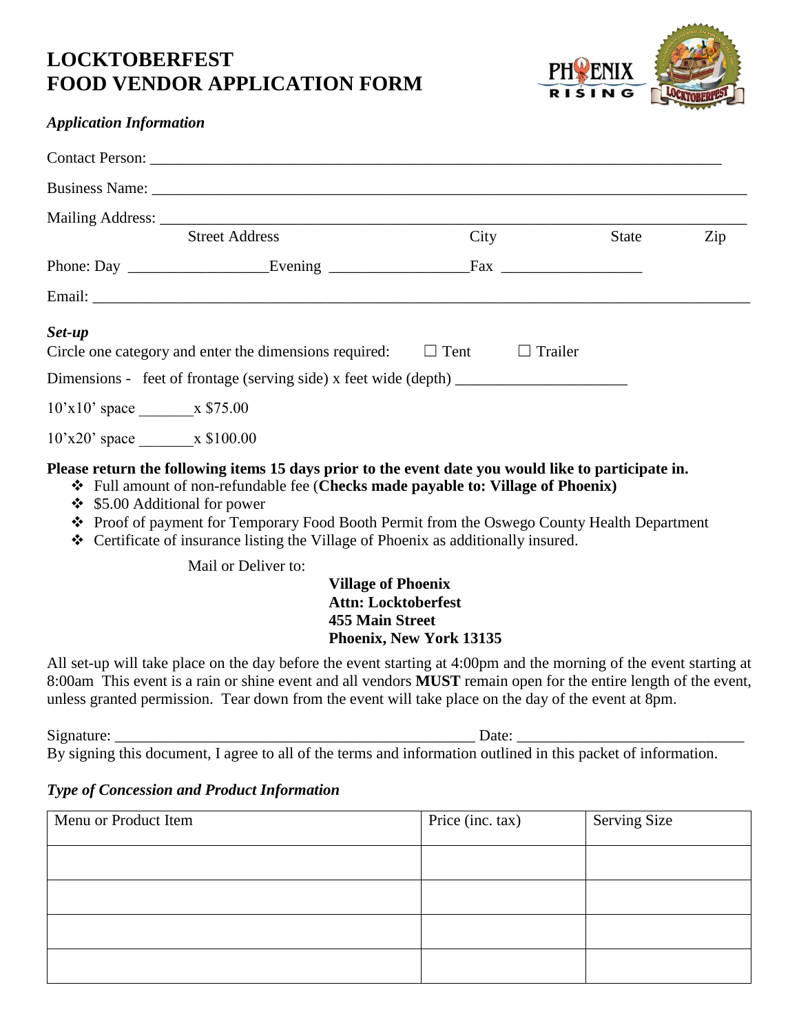# LOCKTOBERFEST
# FOOD VENDOR APPLICATION FORM

*Application Information*

Contact Person: ___________________________________________________________________________

Business Name: ____________________________________________________________________________

Mailing Address: ___________________________________________________________________________

Street Address                    City                    State          Zip

Phone: Day __________________Evening __________________Fax __________________

Email: __________________________________________________________________________________

*Set-up*

Circle one category and enter the dimensions required: ☐ Tent ☐ Trailer

Dimensions - feet of frontage (serving side) x feet wide (depth) ______________________

10'x10' space _______x $75.00

10'x20' space _______x $100.00

**Please return the following items 15 days prior to the event date you would like to participate in.**

- Full amount of non-refundable fee (**Checks made payable to: Village of Phoenix)**
- $5.00 Additional for power
- Proof of payment for Temporary Food Booth Permit from the Oswego County Health Department
- Certificate of insurance listing the Village of Phoenix as additionally insured.

Mail or Deliver to:

**Village of Phoenix**
**Attn: Locktoberfest**
**455 Main Street**
**Phoenix, New York 13135**

All set-up will take place on the day before the event starting at 4:00pm and the morning of the event starting at 8:00am This event is a rain or shine event and all vendors **MUST** remain open for the entire length of the event, unless granted permission. Tear down from the event will take place on the day of the event at 8pm.

Signature: _______________________________________________ Date: ____________________________

By signing this document, I agree to all of the terms and information outlined in this packet of information.

*Type of Concession and Product Information*

| Menu or Product Item | Price (inc. tax) | Serving Size |
|---|---|---|
| | | |
| | | |
| | | |
| | | |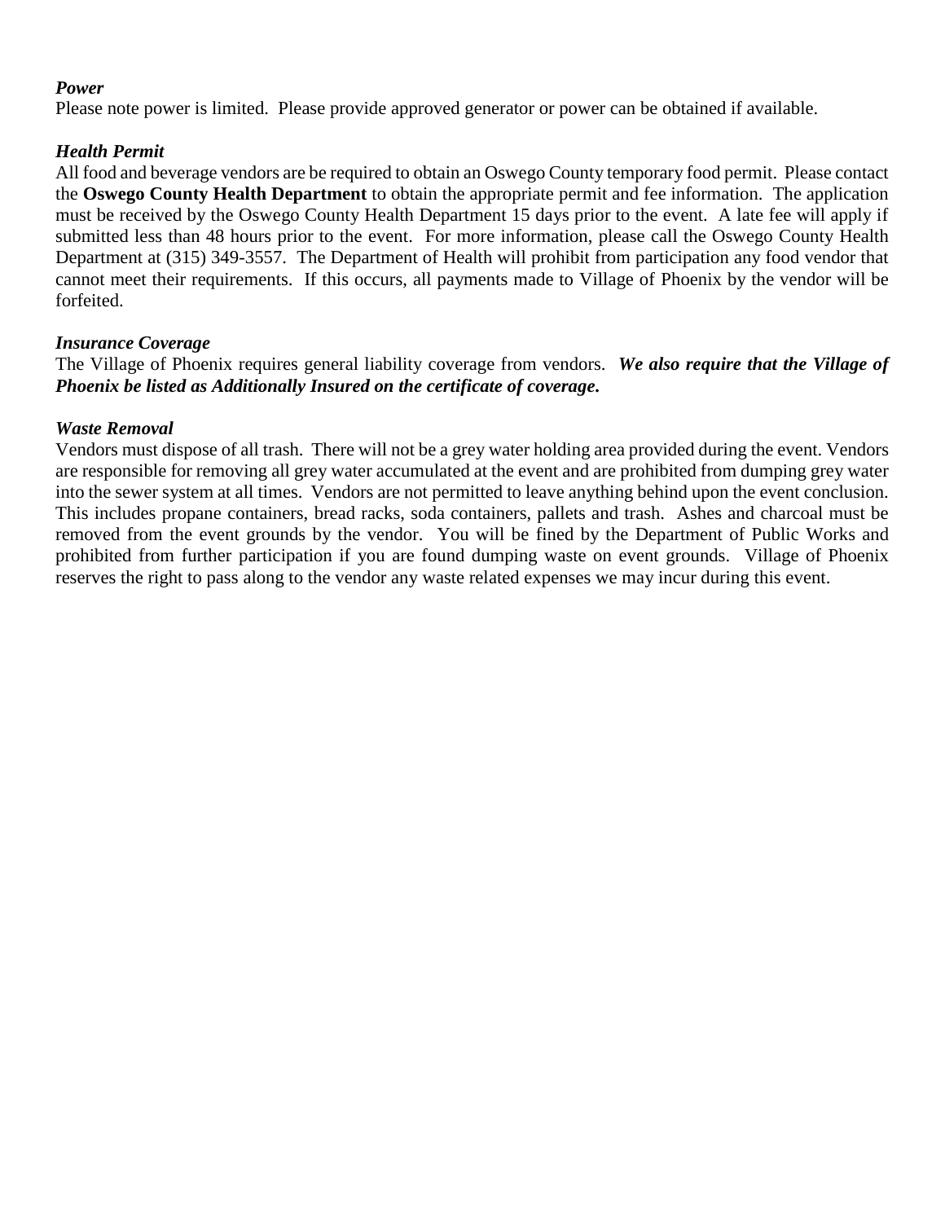***Power***

Please note power is limited. Please provide approved generator or power can be obtained if available.

***Health Permit***

All food and beverage vendors are be required to obtain an Oswego County temporary food permit. Please contact the **Oswego County Health Department** to obtain the appropriate permit and fee information. The application must be received by the Oswego County Health Department 15 days prior to the event. A late fee will apply if submitted less than 48 hours prior to the event. For more information, please call the Oswego County Health Department at (315) 349-3557. The Department of Health will prohibit from participation any food vendor that cannot meet their requirements. If this occurs, all payments made to Village of Phoenix by the vendor will be forfeited.

***Insurance Coverage***

The Village of Phoenix requires general liability coverage from vendors. ***We also require that the Village of Phoenix be listed as Additionally Insured on the certificate of coverage.***

***Waste Removal***

Vendors must dispose of all trash. There will not be a grey water holding area provided during the event. Vendors are responsible for removing all grey water accumulated at the event and are prohibited from dumping grey water into the sewer system at all times. Vendors are not permitted to leave anything behind upon the event conclusion. This includes propane containers, bread racks, soda containers, pallets and trash. Ashes and charcoal must be removed from the event grounds by the vendor. You will be fined by the Department of Public Works and prohibited from further participation if you are found dumping waste on event grounds. Village of Phoenix reserves the right to pass along to the vendor any waste related expenses we may incur during this event.